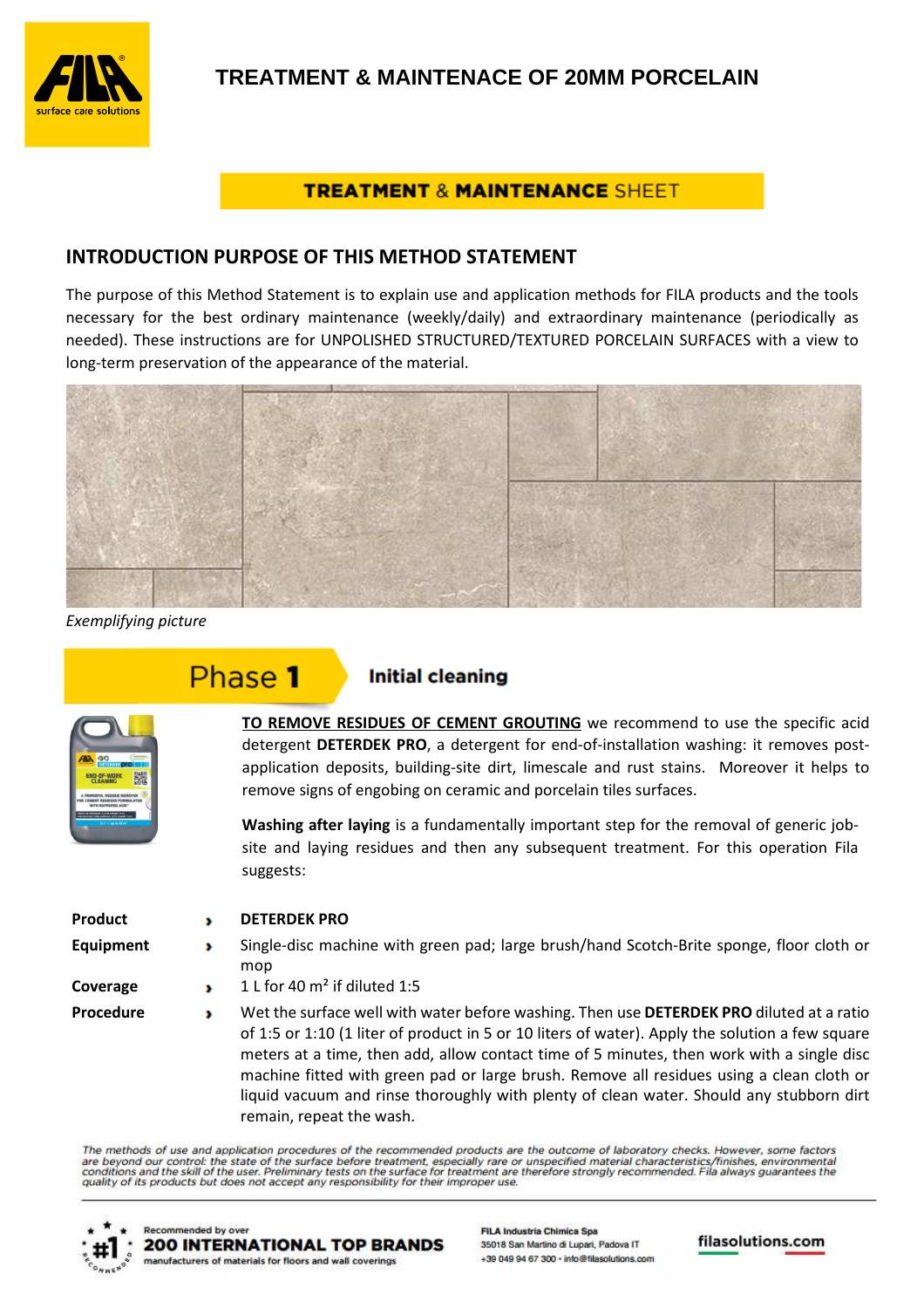# TREATMENT & MAINTENACE OF 20MM PORCELAIN

**TREATMENT & MAINTENANCE SHEET**

## INTRODUCTION PURPOSE OF THIS METHOD STATEMENT

The purpose of this Method Statement is to explain use and application methods for FILA products and the tools necessary for the best ordinary maintenance (weekly/daily) and extraordinary maintenance (periodically as needed). These instructions are for UNPOLISHED STRUCTURED/TEXTURED PORCELAIN SURFACES with a view to long-term preservation of the appearance of the material.

*Exemplifying picture*

## Phase 1 Initial cleaning

**TO REMOVE RESIDUES OF CEMENT GROUTING** we recommend to use the specific acid detergent **DETERDEK PRO**, a detergent for end-of-installation washing: it removes post-application deposits, building-site dirt, limescale and rust stains. Moreover it helps to remove signs of engobing on ceramic and porcelain tiles surfaces.

**Washing after laying** is a fundamentally important step for the removal of generic job-site and laying residues and then any subsequent treatment. For this operation Fila suggests:

| | |
|---|---|
| **Product** | **DETERDEK PRO** |
| **Equipment** | Single-disc machine with green pad; large brush/hand Scotch-Brite sponge, floor cloth or mop |
| **Coverage** | 1 L for 40 m² if diluted 1:5 |
| **Procedure** | Wet the surface well with water before washing. Then use **DETERDEK PRO** diluted at a ratio of 1:5 or 1:10 (1 liter of product in 5 or 10 liters of water). Apply the solution a few square meters at a time, then add, allow contact time of 5 minutes, then work with a single disc machine fitted with green pad or large brush. Remove all residues using a clean cloth or liquid vacuum and rinse thoroughly with plenty of clean water. Should any stubborn dirt remain, repeat the wash. |

*The methods of use and application procedures of the recommended products are the outcome of laboratory checks. However, some factors are beyond our control: the state of the surface before treatment, especially rare or unspecified material characteristics/finishes, environmental conditions and the skill of the user. Preliminary tests on the surface for treatment are therefore strongly recommended. Fila always guarantees the quality of its products but does not accept any responsibility for their improper use.*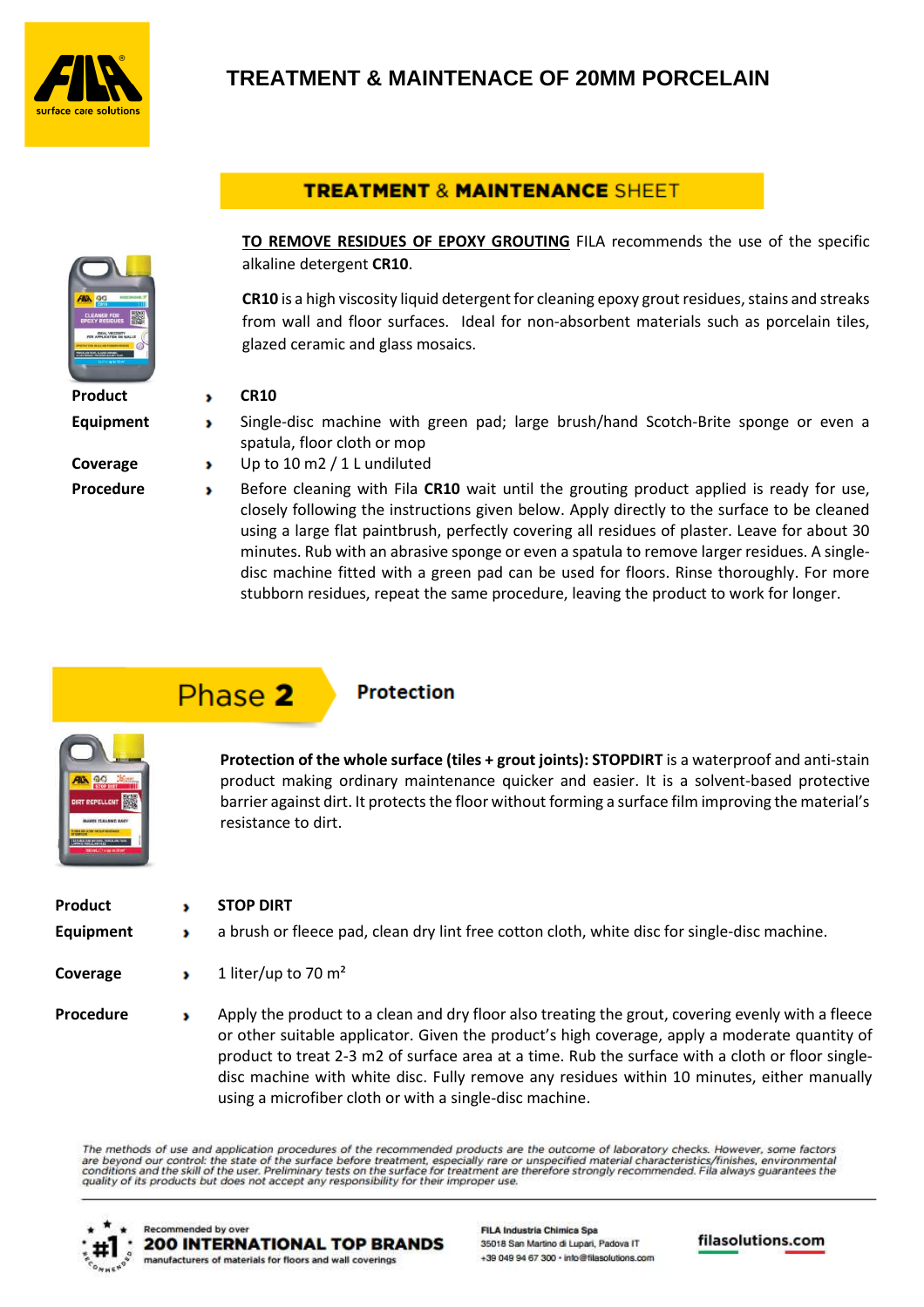# TREATMENT & MAINTENACE OF 20MM PORCELAIN

## TREATMENT & MAINTENANCE SHEET

**TO REMOVE RESIDUES OF EPOXY GROUTING** FILA recommends the use of the specific alkaline detergent **CR10**.

**CR10** is a high viscosity liquid detergent for cleaning epoxy grout residues, stains and streaks from wall and floor surfaces. Ideal for non-absorbent materials such as porcelain tiles, glazed ceramic and glass mosaics.

**Product** › **CR10**

**Equipment** › Single-disc machine with green pad; large brush/hand Scotch-Brite sponge or even a spatula, floor cloth or mop

**Coverage** › Up to 10 m2 / 1 L undiluted

**Procedure** › Before cleaning with Fila **CR10** wait until the grouting product applied is ready for use, closely following the instructions given below. Apply directly to the surface to be cleaned using a large flat paintbrush, perfectly covering all residues of plaster. Leave for about 30 minutes. Rub with an abrasive sponge or even a spatula to remove larger residues. A single-disc machine fitted with a green pad can be used for floors. Rinse thoroughly. For more stubborn residues, repeat the same procedure, leaving the product to work for longer.

## Phase 2 — Protection

**Protection of the whole surface (tiles + grout joints): STOPDIRT** is a waterproof and anti-stain product making ordinary maintenance quicker and easier. It is a solvent-based protective barrier against dirt. It protects the floor without forming a surface film improving the material's resistance to dirt.

**Product** › **STOP DIRT**

**Equipment** › a brush or fleece pad, clean dry lint free cotton cloth, white disc for single-disc machine.

**Coverage** › 1 liter/up to 70 m²

**Procedure** › Apply the product to a clean and dry floor also treating the grout, covering evenly with a fleece or other suitable applicator. Given the product's high coverage, apply a moderate quantity of product to treat 2-3 m2 of surface area at a time. Rub the surface with a cloth or floor single-disc machine with white disc. Fully remove any residues within 10 minutes, either manually using a microfiber cloth or with a single-disc machine.

*The methods of use and application procedures of the recommended products are the outcome of laboratory checks. However, some factors are beyond our control: the state of the surface before treatment, especially rare or unspecified material characteristics/finishes, environmental conditions and the skill of the user. Preliminary tests on the surface for treatment are therefore strongly recommended. Fila always guarantees the quality of its products but does not accept any responsibility for their improper use.*

Recommended by over **200 INTERNATIONAL TOP BRANDS** manufacturers of materials for floors and wall coverings

FILA Industria Chimica Spa
35018 San Martino di Lupari, Padova IT
+39 049 94 67 300 · info@filasolutions.com

filasolutions.com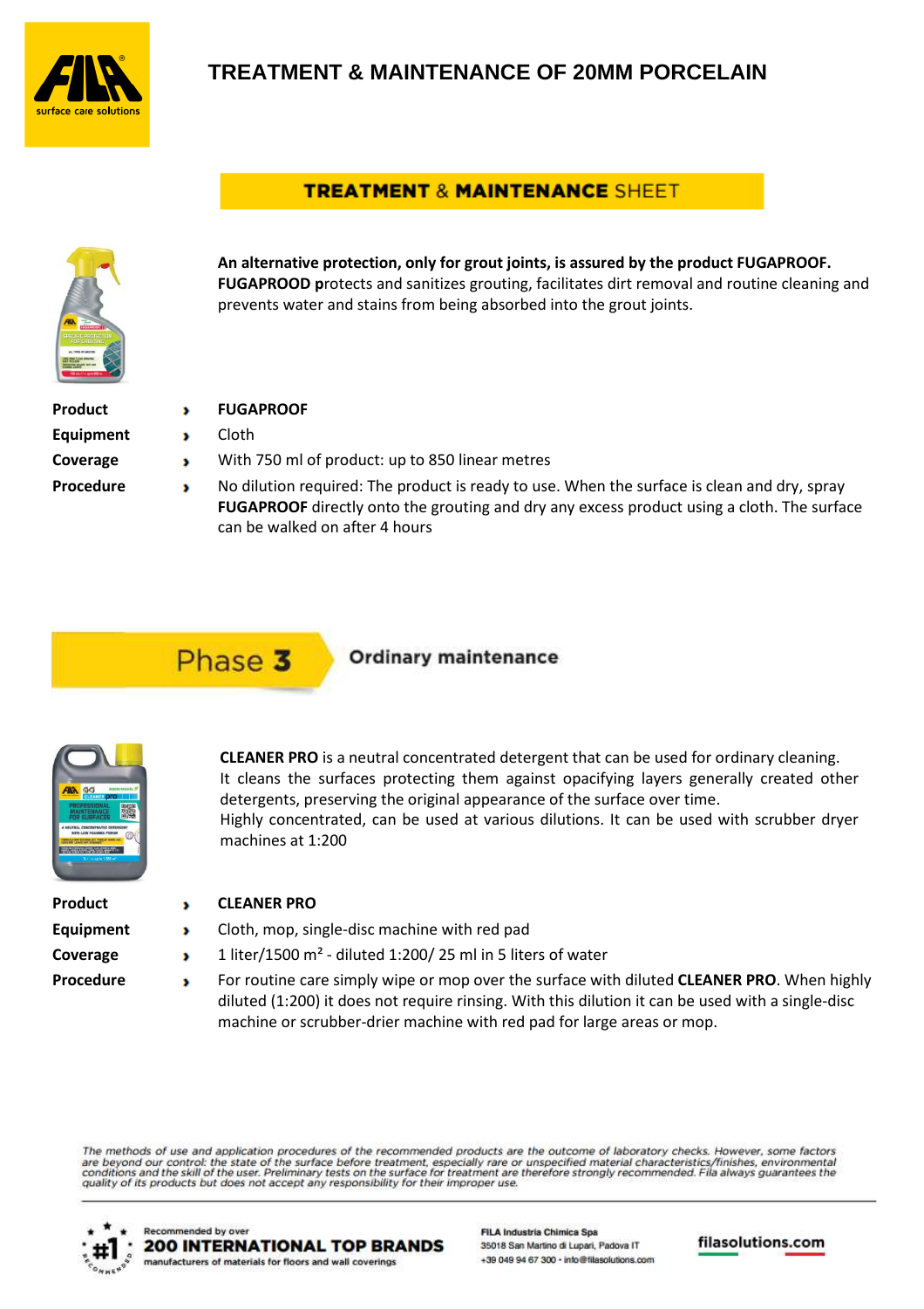# TREATMENT & MAINTENANCE OF 20MM PORCELAIN

## TREATMENT & MAINTENANCE SHEET

**An alternative protection, only for grout joints, is assured by the product FUGAPROOF.**
**FUGAPROOD p**rotects and sanitizes grouting, facilitates dirt removal and routine cleaning and prevents water and stains from being absorbed into the grout joints.

| | |
|---|---|
| **Product** | **FUGAPROOF** |
| **Equipment** | Cloth |
| **Coverage** | With 750 ml of product: up to 850 linear metres |
| **Procedure** | No dilution required: The product is ready to use. When the surface is clean and dry, spray **FUGAPROOF** directly onto the grouting and dry any excess product using a cloth. The surface can be walked on after 4 hours |

## Phase 3 – Ordinary maintenance

**CLEANER PRO** is a neutral concentrated detergent that can be used for ordinary cleaning.
It cleans the surfaces protecting them against opacifying layers generally created other detergents, preserving the original appearance of the surface over time.
Highly concentrated, can be used at various dilutions. It can be used with scrubber dryer machines at 1:200

| | |
|---|---|
| **Product** | **CLEANER PRO** |
| **Equipment** | Cloth, mop, single-disc machine with red pad |
| **Coverage** | 1 liter/1500 m² - diluted 1:200/ 25 ml in 5 liters of water |
| **Procedure** | For routine care simply wipe or mop over the surface with diluted **CLEANER PRO**. When highly diluted (1:200) it does not require rinsing. With this dilution it can be used with a single-disc machine or scrubber-drier machine with red pad for large areas or mop. |

*The methods of use and application procedures of the recommended products are the outcome of laboratory checks. However, some factors are beyond our control: the state of the surface before treatment, especially rare or unspecified material characteristics/finishes, environmental conditions and the skill of the user. Preliminary tests on the surface for treatment are therefore strongly recommended. Fila always guarantees the quality of its products but does not accept any responsibility for their improper use.*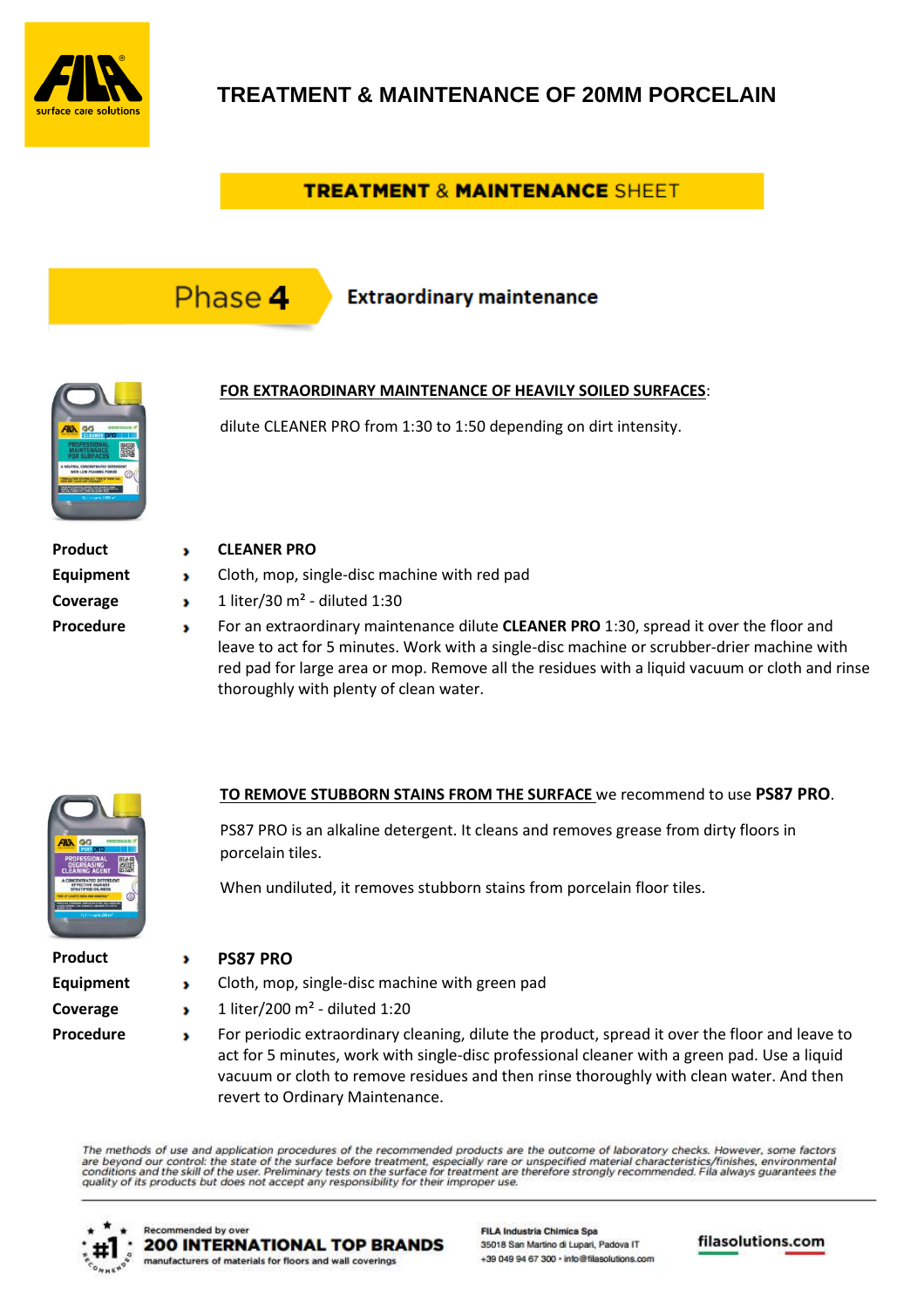# TREATMENT & MAINTENANCE OF 20MM PORCELAIN

**TREATMENT & MAINTENANCE** SHEET

## Phase 4 — Extraordinary maintenance

**FOR EXTRAORDINARY MAINTENANCE OF HEAVILY SOILED SURFACES**:

dilute CLEANER PRO from 1:30 to 1:50 depending on dirt intensity.

| | |
|---|---|
| **Product** | **CLEANER PRO** |
| **Equipment** | Cloth, mop, single-disc machine with red pad |
| **Coverage** | 1 liter/30 m² - diluted 1:30 |
| **Procedure** | For an extraordinary maintenance dilute **CLEANER PRO** 1:30, spread it over the floor and leave to act for 5 minutes. Work with a single-disc machine or scrubber-drier machine with red pad for large area or mop. Remove all the residues with a liquid vacuum or cloth and rinse thoroughly with plenty of clean water. |

**TO REMOVE STUBBORN STAINS FROM THE SURFACE** we recommend to use **PS87 PRO**.

PS87 PRO is an alkaline detergent. It cleans and removes grease from dirty floors in porcelain tiles.

When undiluted, it removes stubborn stains from porcelain floor tiles.

| | |
|---|---|
| **Product** | **PS87 PRO** |
| **Equipment** | Cloth, mop, single-disc machine with green pad |
| **Coverage** | 1 liter/200 m² - diluted 1:20 |
| **Procedure** | For periodic extraordinary cleaning, dilute the product, spread it over the floor and leave to act for 5 minutes, work with single-disc professional cleaner with a green pad. Use a liquid vacuum or cloth to remove residues and then rinse thoroughly with clean water. And then revert to Ordinary Maintenance. |

*The methods of use and application procedures of the recommended products are the outcome of laboratory checks. However, some factors are beyond our control: the state of the surface before treatment, especially rare or unspecified material characteristics/finishes, environmental conditions and the skill of the user. Preliminary tests on the surface for treatment are therefore strongly recommended. Fila always guarantees the quality of its products but does not accept any responsibility for their improper use.*

Recommended by over **200 INTERNATIONAL TOP BRANDS** manufacturers of materials for floors and wall coverings

FILA Industria Chimica Spa
35018 San Martino di Lupari, Padova IT
+39 049 94 67 300 · info@filasolutions.com

filasolutions.com